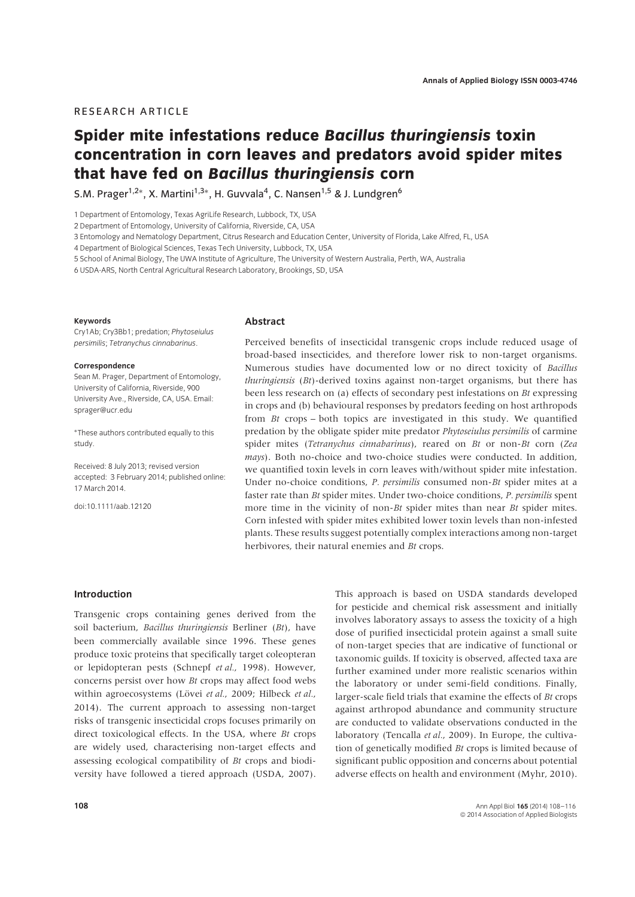RESEARCH ARTICLE

# Spider mite infestations reduce *Bacillus thuringiensis* toxin concentration in corn leaves and predators avoid spider mites that have fed on *Bacillus thuringiensis* corn

S.M. Prager[1,2*], X. Martini[1,3*], H. Guvvala[4], C. Nansen[1,5] & J. Lundgren[6]

1 Department of Entomology, Texas AgriLife Research, Lubbock, TX, USA

2 Department of Entomology, University of California, Riverside, CA, USA

3 Entomology and Nematology Department, Citrus Research and Education Center, University of Florida, Lake Alfred, FL, USA

4 Department of Biological Sciences, Texas Tech University, Lubbock, TX, USA

5 School of Animal Biology, The UWA Institute of Agriculture, The University of Western Australia, Perth, WA, Australia

6 USDA-ARS, North Central Agricultural Research Laboratory, Brookings, SD, USA

**Keywords**

Cry1Ab; Cry3Bb1; predation; *Phytoseiulus persimilis*; *Tetranychus cinnabarinus*.

**Correspondence**

Sean M. Prager, Department of Entomology, University of California, Riverside, 900 University Ave., Riverside, CA, USA. Email: sprager@ucr.edu

*These authors contributed equally to this study.

Received: 8 July 2013; revised version accepted: 3 February 2014; published online: 17 March 2014.

doi:10.1111/aab.12120

## Abstract

Perceived benefits of insecticidal transgenic crops include reduced usage of broad-based insecticides, and therefore lower risk to non-target organisms. Numerous studies have documented low or no direct toxicity of *Bacillus thuringiensis* (*Bt*)-derived toxins against non-target organisms, but there has been less research on (a) effects of secondary pest infestations on *Bt* expressing in crops and (b) behavioural responses by predators feeding on host arthropods from *Bt* crops – both topics are investigated in this study. We quantified predation by the obligate spider mite predator *Phytoseiulus persimilis* of carmine spider mites (*Tetranychus cinnabarinus*), reared on *Bt* or non-*Bt* corn (*Zea mays*). Both no-choice and two-choice studies were conducted. In addition, we quantified toxin levels in corn leaves with/without spider mite infestation. Under no-choice conditions, *P. persimilis* consumed non-*Bt* spider mites at a faster rate than *Bt* spider mites. Under two-choice conditions, *P. persimilis* spent more time in the vicinity of non-*Bt* spider mites than near *Bt* spider mites. Corn infested with spider mites exhibited lower toxin levels than non-infested plants. These results suggest potentially complex interactions among non-target herbivores, their natural enemies and *Bt* crops.

## Introduction

Transgenic crops containing genes derived from the soil bacterium, *Bacillus thuringiensis* Berliner (*Bt*), have been commercially available since 1996. These genes produce toxic proteins that specifically target coleopteran or lepidopteran pests (Schnepf *et al.*, 1998). However, concerns persist over how *Bt* crops may affect food webs within agroecosystems (Lövei *et al.*, 2009; Hilbeck *et al.*, 2014). The current approach to assessing non-target risks of transgenic insecticidal crops focuses primarily on direct toxicological effects. In the USA, where *Bt* crops are widely used, characterising non-target effects and assessing ecological compatibility of *Bt* crops and biodiversity have followed a tiered approach (USDA, 2007). This approach is based on USDA standards developed for pesticide and chemical risk assessment and initially involves laboratory assays to assess the toxicity of a high dose of purified insecticidal protein against a small suite of non-target species that are indicative of functional or taxonomic guilds. If toxicity is observed, affected taxa are further examined under more realistic scenarios within the laboratory or under semi-field conditions. Finally, larger-scale field trials that examine the effects of *Bt* crops against arthropod abundance and community structure are conducted to validate observations conducted in the laboratory (Tencalla *et al.*, 2009). In Europe, the cultivation of genetically modified *Bt* crops is limited because of significant public opposition and concerns about potential adverse effects on health and environment (Myhr, 2010).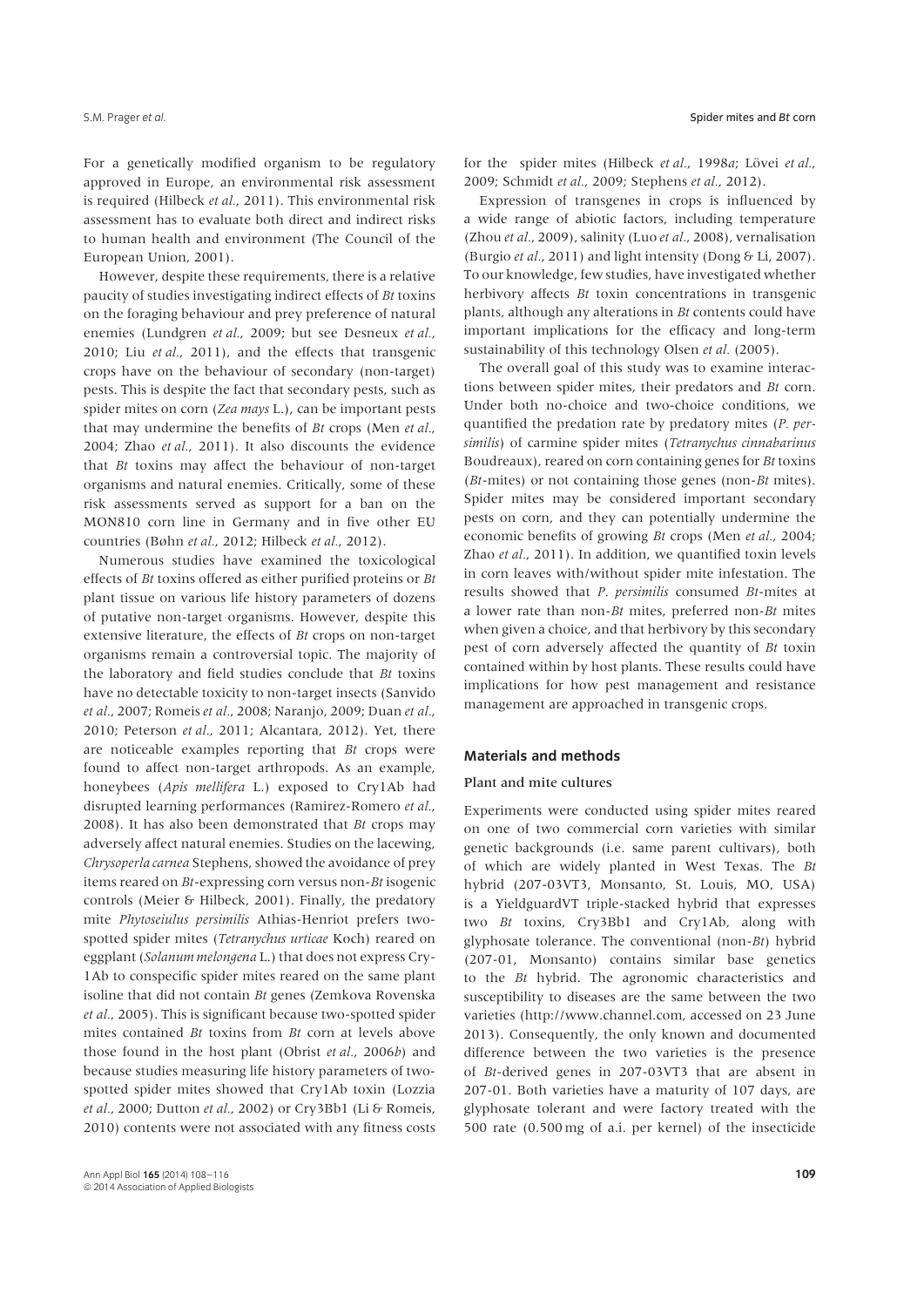For a genetically modified organism to be regulatory approved in Europe, an environmental risk assessment is required (Hilbeck *et al.*, 2011). This environmental risk assessment has to evaluate both direct and indirect risks to human health and environment (The Council of the European Union, 2001).

However, despite these requirements, there is a relative paucity of studies investigating indirect effects of *Bt* toxins on the foraging behaviour and prey preference of natural enemies (Lundgren *et al.*, 2009; but see Desneux *et al.*, 2010; Liu *et al.*, 2011), and the effects that transgenic crops have on the behaviour of secondary (non-target) pests. This is despite the fact that secondary pests, such as spider mites on corn (*Zea mays* L.), can be important pests that may undermine the benefits of *Bt* crops (Men *et al.*, 2004; Zhao *et al.*, 2011). It also discounts the evidence that *Bt* toxins may affect the behaviour of non-target organisms and natural enemies. Critically, some of these risk assessments served as support for a ban on the MON810 corn line in Germany and in five other EU countries (Bøhn *et al.*, 2012; Hilbeck *et al.*, 2012).

Numerous studies have examined the toxicological effects of *Bt* toxins offered as either purified proteins or *Bt* plant tissue on various life history parameters of dozens of putative non-target organisms. However, despite this extensive literature, the effects of *Bt* crops on non-target organisms remain a controversial topic. The majority of the laboratory and field studies conclude that *Bt* toxins have no detectable toxicity to non-target insects (Sanvido *et al.*, 2007; Romeis *et al.*, 2008; Naranjo, 2009; Duan *et al.*, 2010; Peterson *et al.*, 2011; Alcantara, 2012). Yet, there are noticeable examples reporting that *Bt* crops were found to affect non-target arthropods. As an example, honeybees (*Apis mellifera* L.) exposed to Cry1Ab had disrupted learning performances (Ramirez-Romero *et al.*, 2008). It has also been demonstrated that *Bt* crops may adversely affect natural enemies. Studies on the lacewing, *Chrysoperla carnea* Stephens, showed the avoidance of prey items reared on *Bt*-expressing corn versus non-*Bt* isogenic controls (Meier & Hilbeck, 2001). Finally, the predatory mite *Phytoseiulus persimilis* Athias-Henriot prefers two-spotted spider mites (*Tetranychus urticae* Koch) reared on eggplant (*Solanum melongena* L.) that does not express Cry-1Ab to conspecific spider mites reared on the same plant isoline that did not contain *Bt* genes (Zemkova Rovenska *et al.*, 2005). This is significant because two-spotted spider mites contained *Bt* toxins from *Bt* corn at levels above those found in the host plant (Obrist *et al.*, 2006*b*) and because studies measuring life history parameters of two-spotted spider mites showed that Cry1Ab toxin (Lozzia *et al.*, 2000; Dutton *et al.*, 2002) or Cry3Bb1 (Li & Romeis, 2010) contents were not associated with any fitness costs for the spider mites (Hilbeck *et al.*, 1998*a*; Lövei *et al.*, 2009; Schmidt *et al.*, 2009; Stephens *et al.*, 2012).

Expression of transgenes in crops is influenced by a wide range of abiotic factors, including temperature (Zhou *et al.*, 2009), salinity (Luo *et al.*, 2008), vernalisation (Burgio *et al.*, 2011) and light intensity (Dong & Li, 2007). To our knowledge, few studies, have investigated whether herbivory affects *Bt* toxin concentrations in transgenic plants, although any alterations in *Bt* contents could have important implications for the efficacy and long-term sustainability of this technology Olsen *et al.* (2005).

The overall goal of this study was to examine interactions between spider mites, their predators and *Bt* corn. Under both no-choice and two-choice conditions, we quantified the predation rate by predatory mites (*P. persimilis*) of carmine spider mites (*Tetranychus cinnabarinus* Boudreaux), reared on corn containing genes for *Bt* toxins (*Bt*-mites) or not containing those genes (non-*Bt* mites). Spider mites may be considered important secondary pests on corn, and they can potentially undermine the economic benefits of growing *Bt* crops (Men *et al.*, 2004; Zhao *et al.*, 2011). In addition, we quantified toxin levels in corn leaves with/without spider mite infestation. The results showed that *P. persimilis* consumed *Bt*-mites at a lower rate than non-*Bt* mites, preferred non-*Bt* mites when given a choice, and that herbivory by this secondary pest of corn adversely affected the quantity of *Bt* toxin contained within by host plants. These results could have implications for how pest management and resistance management are approached in transgenic crops.

## Materials and methods

### Plant and mite cultures

Experiments were conducted using spider mites reared on one of two commercial corn varieties with similar genetic backgrounds (i.e. same parent cultivars), both of which are widely planted in West Texas. The *Bt* hybrid (207-03VT3, Monsanto, St. Louis, MO, USA) is a YieldguardVT triple-stacked hybrid that expresses two *Bt* toxins, Cry3Bb1 and Cry1Ab, along with glyphosate tolerance. The conventional (non-*Bt*) hybrid (207-01, Monsanto) contains similar base genetics to the *Bt* hybrid. The agronomic characteristics and susceptibility to diseases are the same between the two varieties (http://www.channel.com, accessed on 23 June 2013). Consequently, the only known and documented difference between the two varieties is the presence of *Bt*-derived genes in 207-03VT3 that are absent in 207-01. Both varieties have a maturity of 107 days, are glyphosate tolerant and were factory treated with the 500 rate (0.500 mg of a.i. per kernel) of the insecticide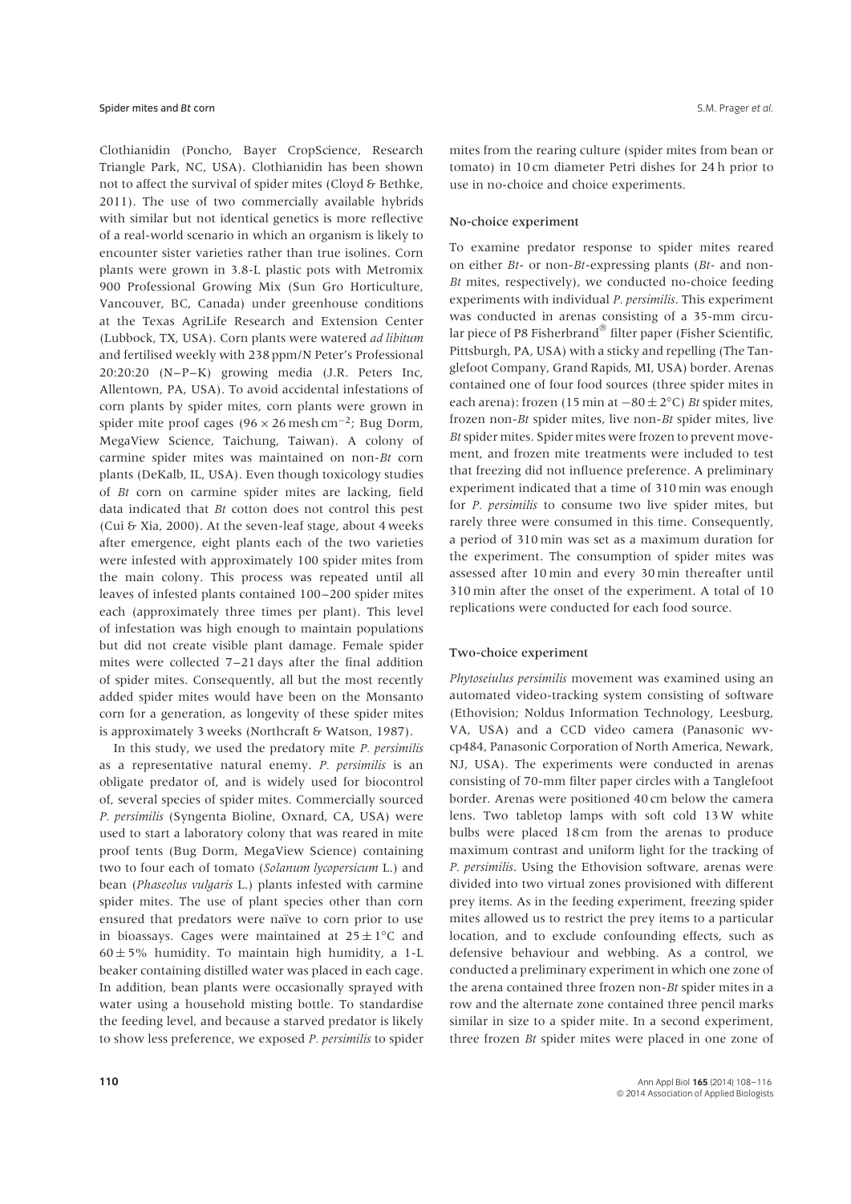Clothianidin (Poncho, Bayer CropScience, Research Triangle Park, NC, USA). Clothianidin has been shown not to affect the survival of spider mites (Cloyd & Bethke, 2011). The use of two commercially available hybrids with similar but not identical genetics is more reflective of a real-world scenario in which an organism is likely to encounter sister varieties rather than true isolines. Corn plants were grown in 3.8-L plastic pots with Metromix 900 Professional Growing Mix (Sun Gro Horticulture, Vancouver, BC, Canada) under greenhouse conditions at the Texas AgriLife Research and Extension Center (Lubbock, TX, USA). Corn plants were watered *ad libitum* and fertilised weekly with 238 ppm/N Peter's Professional 20:20:20 (N–P–K) growing media (J.R. Peters Inc, Allentown, PA, USA). To avoid accidental infestations of corn plants by spider mites, corn plants were grown in spider mite proof cages ($96 \times 26$ mesh cm$^{-2}$; Bug Dorm, MegaView Science, Taichung, Taiwan). A colony of carmine spider mites was maintained on non-*Bt* corn plants (DeKalb, IL, USA). Even though toxicology studies of *Bt* corn on carmine spider mites are lacking, field data indicated that *Bt* cotton does not control this pest (Cui & Xia, 2000). At the seven-leaf stage, about 4 weeks after emergence, eight plants each of the two varieties were infested with approximately 100 spider mites from the main colony. This process was repeated until all leaves of infested plants contained 100–200 spider mites each (approximately three times per plant). This level of infestation was high enough to maintain populations but did not create visible plant damage. Female spider mites were collected 7–21 days after the final addition of spider mites. Consequently, all but the most recently added spider mites would have been on the Monsanto corn for a generation, as longevity of these spider mites is approximately 3 weeks (Northcraft & Watson, 1987).

In this study, we used the predatory mite *P. persimilis* as a representative natural enemy. *P. persimilis* is an obligate predator of, and is widely used for biocontrol of, several species of spider mites. Commercially sourced *P. persimilis* (Syngenta Bioline, Oxnard, CA, USA) were used to start a laboratory colony that was reared in mite proof tents (Bug Dorm, MegaView Science) containing two to four each of tomato (*Solanum lycopersicum* L.) and bean (*Phaseolus vulgaris* L.) plants infested with carmine spider mites. The use of plant species other than corn ensured that predators were naïve to corn prior to use in bioassays. Cages were maintained at $25 \pm 1$°C and $60 \pm 5$% humidity. To maintain high humidity, a 1-L beaker containing distilled water was placed in each cage. In addition, bean plants were occasionally sprayed with water using a household misting bottle. To standardise the feeding level, and because a starved predator is likely to show less preference, we exposed *P. persimilis* to spider mites from the rearing culture (spider mites from bean or tomato) in 10 cm diameter Petri dishes for 24 h prior to use in no-choice and choice experiments.

### No-choice experiment

To examine predator response to spider mites reared on either *Bt*- or non-*Bt*-expressing plants (*Bt*- and non-*Bt* mites, respectively), we conducted no-choice feeding experiments with individual *P. persimilis*. This experiment was conducted in arenas consisting of a 35-mm circular piece of P8 Fisherbrand® filter paper (Fisher Scientific, Pittsburgh, PA, USA) with a sticky and repelling (The Tanglefoot Company, Grand Rapids, MI, USA) border. Arenas contained one of four food sources (three spider mites in each arena): frozen (15 min at $-80 \pm 2$°C) *Bt* spider mites, frozen non-*Bt* spider mites, live non-*Bt* spider mites, live *Bt* spider mites. Spider mites were frozen to prevent movement, and frozen mite treatments were included to test that freezing did not influence preference. A preliminary experiment indicated that a time of 310 min was enough for *P. persimilis* to consume two live spider mites, but rarely three were consumed in this time. Consequently, a period of 310 min was set as a maximum duration for the experiment. The consumption of spider mites was assessed after 10 min and every 30 min thereafter until 310 min after the onset of the experiment. A total of 10 replications were conducted for each food source.

### Two-choice experiment

*Phytoseiulus persimilis* movement was examined using an automated video-tracking system consisting of software (Ethovision; Noldus Information Technology, Leesburg, VA, USA) and a CCD video camera (Panasonic wv-cp484, Panasonic Corporation of North America, Newark, NJ, USA). The experiments were conducted in arenas consisting of 70-mm filter paper circles with a Tanglefoot border. Arenas were positioned 40 cm below the camera lens. Two tabletop lamps with soft cold 13 W white bulbs were placed 18 cm from the arenas to produce maximum contrast and uniform light for the tracking of *P. persimilis*. Using the Ethovision software, arenas were divided into two virtual zones provisioned with different prey items. As in the feeding experiment, freezing spider mites allowed us to restrict the prey items to a particular location, and to exclude confounding effects, such as defensive behaviour and webbing. As a control, we conducted a preliminary experiment in which one zone of the arena contained three frozen non-*Bt* spider mites in a row and the alternate zone contained three pencil marks similar in size to a spider mite. In a second experiment, three frozen *Bt* spider mites were placed in one zone of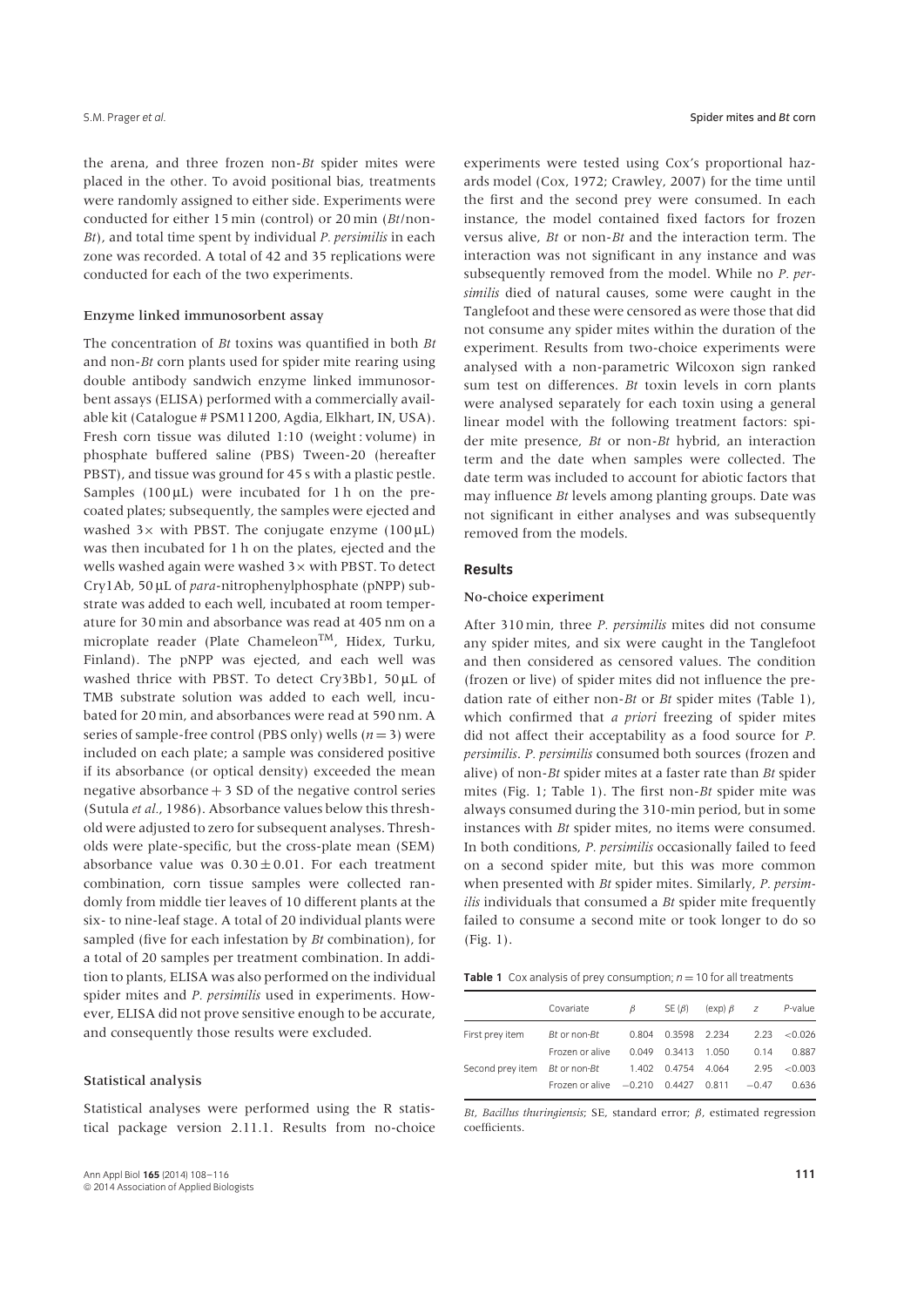the arena, and three frozen non-*Bt* spider mites were placed in the other. To avoid positional bias, treatments were randomly assigned to either side. Experiments were conducted for either 15 min (control) or 20 min (*Bt*/non-*Bt*), and total time spent by individual *P. persimilis* in each zone was recorded. A total of 42 and 35 replications were conducted for each of the two experiments.

### Enzyme linked immunosorbent assay

The concentration of *Bt* toxins was quantified in both *Bt* and non-*Bt* corn plants used for spider mite rearing using double antibody sandwich enzyme linked immunosorbent assays (ELISA) performed with a commercially available kit (Catalogue # PSM11200, Agdia, Elkhart, IN, USA). Fresh corn tissue was diluted 1:10 (weight : volume) in phosphate buffered saline (PBS) Tween-20 (hereafter PBST), and tissue was ground for 45 s with a plastic pestle. Samples (100 μL) were incubated for 1 h on the precoated plates; subsequently, the samples were ejected and washed 3× with PBST. The conjugate enzyme (100 μL) was then incubated for 1 h on the plates, ejected and the wells washed again were washed 3× with PBST. To detect Cry1Ab, 50 μL of *para*-nitrophenylphosphate (pNPP) substrate was added to each well, incubated at room temperature for 30 min and absorbance was read at 405 nm on a microplate reader (Plate Chameleon™, Hidex, Turku, Finland). The pNPP was ejected, and each well was washed thrice with PBST. To detect Cry3Bb1, 50 μL of TMB substrate solution was added to each well, incubated for 20 min, and absorbances were read at 590 nm. A series of sample-free control (PBS only) wells ($n = 3$) were included on each plate; a sample was considered positive if its absorbance (or optical density) exceeded the mean negative absorbance + 3 SD of the negative control series (Sutula *et al.*, 1986). Absorbance values below this threshold were adjusted to zero for subsequent analyses. Thresholds were plate-specific, but the cross-plate mean (SEM) absorbance value was $0.30 \pm 0.01$. For each treatment combination, corn tissue samples were collected randomly from middle tier leaves of 10 different plants at the six- to nine-leaf stage. A total of 20 individual plants were sampled (five for each infestation by *Bt* combination), for a total of 20 samples per treatment combination. In addition to plants, ELISA was also performed on the individual spider mites and *P. persimilis* used in experiments. However, ELISA did not prove sensitive enough to be accurate, and consequently those results were excluded.

### Statistical analysis

Statistical analyses were performed using the R statistical package version 2.11.1. Results from no-choice experiments were tested using Cox's proportional hazards model (Cox, 1972; Crawley, 2007) for the time until the first and the second prey were consumed. In each instance, the model contained fixed factors for frozen versus alive, *Bt* or non-*Bt* and the interaction term. The interaction was not significant in any instance and was subsequently removed from the model. While no *P. persimilis* died of natural causes, some were caught in the Tanglefoot and these were censored as were those that did not consume any spider mites within the duration of the experiment. Results from two-choice experiments were analysed with a non-parametric Wilcoxon sign ranked sum test on differences. *Bt* toxin levels in corn plants were analysed separately for each toxin using a general linear model with the following treatment factors: spider mite presence, *Bt* or non-*Bt* hybrid, an interaction term and the date when samples were collected. The date term was included to account for abiotic factors that may influence *Bt* levels among planting groups. Date was not significant in either analyses and was subsequently removed from the models.

## Results

### No-choice experiment

After 310 min, three *P. persimilis* mites did not consume any spider mites, and six were caught in the Tanglefoot and then considered as censored values. The condition (frozen or live) of spider mites did not influence the predation rate of either non-*Bt* or *Bt* spider mites (Table 1), which confirmed that *a priori* freezing of spider mites did not affect their acceptability as a food source for *P. persimilis*. *P. persimilis* consumed both sources (frozen and alive) of non-*Bt* spider mites at a faster rate than *Bt* spider mites (Fig. 1; Table 1). The first non-*Bt* spider mite was always consumed during the 310-min period, but in some instances with *Bt* spider mites, no items were consumed. In both conditions, *P. persimilis* occasionally failed to feed on a second spider mite, but this was more common when presented with *Bt* spider mites. Similarly, *P. persimilis* individuals that consumed a *Bt* spider mite frequently failed to consume a second mite or took longer to do so (Fig. 1).

**Table 1** Cox analysis of prey consumption; $n = 10$ for all treatments

| | Covariate | $\beta$ | SE ($\beta$) | (exp) $\beta$ | $z$ | *P*-value |
|---|---|---|---|---|---|---|
| First prey item | *Bt* or non-*Bt* | 0.804 | 0.3598 | 2.234 | 2.23 | <0.026 |
| | Frozen or alive | 0.049 | 0.3413 | 1.050 | 0.14 | 0.887 |
| Second prey item | *Bt* or non-*Bt* | 1.402 | 0.4754 | 4.064 | 2.95 | <0.003 |
| | Frozen or alive | −0.210 | 0.4427 | 0.811 | −0.47 | 0.636 |

*Bt*, *Bacillus thuringiensis*; SE, standard error; $\beta$, estimated regression coefficients.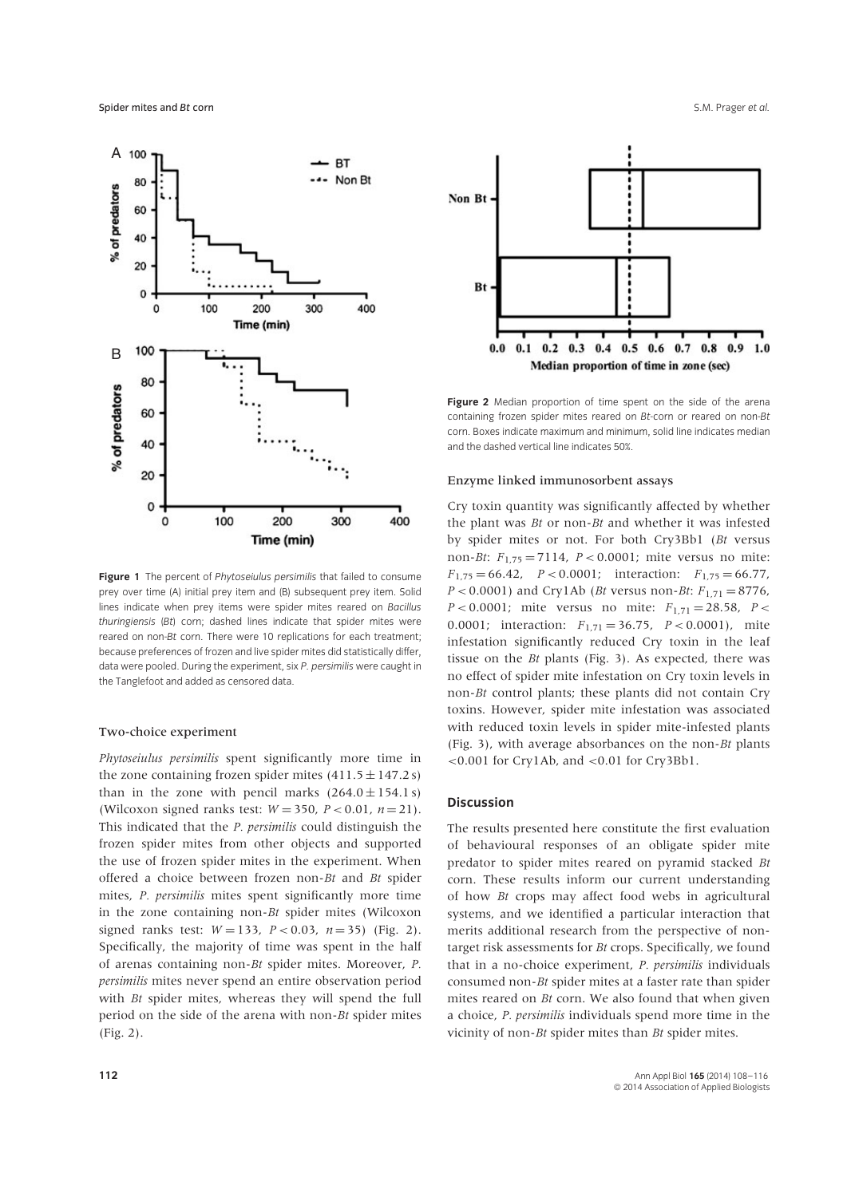**Figure 1** The percent of *Phytoseiulus persimilis* that failed to consume prey over time (A) initial prey item and (B) subsequent prey item. Solid lines indicate when prey items were spider mites reared on *Bacillus thuringiensis* (*Bt*) corn; dashed lines indicate that spider mites were reared on non-*Bt* corn. There were 10 replications for each treatment; because preferences of frozen and live spider mites did statistically differ, data were pooled. During the experiment, six *P. persimilis* were caught in the Tanglefoot and added as censored data.

### Two-choice experiment

*Phytoseiulus persimilis* spent significantly more time in the zone containing frozen spider mites ($411.5 \pm 147.2$ s) than in the zone with pencil marks ($264.0 \pm 154.1$ s) (Wilcoxon signed ranks test: $W = 350$, $P < 0.01$, $n = 21$). This indicated that the *P. persimilis* could distinguish the frozen spider mites from other objects and supported the use of frozen spider mites in the experiment. When offered a choice between frozen non-*Bt* and *Bt* spider mites, *P. persimilis* mites spent significantly more time in the zone containing non-*Bt* spider mites (Wilcoxon signed ranks test: $W = 133$, $P < 0.03$, $n = 35$) (Fig. 2). Specifically, the majority of time was spent in the half of arenas containing non-*Bt* spider mites. Moreover, *P. persimilis* mites never spend an entire observation period with *Bt* spider mites, whereas they will spend the full period on the side of the arena with non-*Bt* spider mites (Fig. 2).

**Figure 2** Median proportion of time spent on the side of the arena containing frozen spider mites reared on *Bt*-corn or reared on non-*Bt* corn. Boxes indicate maximum and minimum, solid line indicates median and the dashed vertical line indicates 50%.

### Enzyme linked immunosorbent assays

Cry toxin quantity was significantly affected by whether the plant was *Bt* or non-*Bt* and whether it was infested by spider mites or not. For both Cry3Bb1 (*Bt* versus non-*Bt*: $F_{1,75} = 7114$, $P < 0.0001$; mite versus no mite: $F_{1,75} = 66.42$, $P < 0.0001$; interaction: $F_{1,75} = 66.77$, $P < 0.0001$) and Cry1Ab (*Bt* versus non-*Bt*: $F_{1,71} = 8776$, $P < 0.0001$; mite versus no mite: $F_{1,71} = 28.58$, $P < 0.0001$; interaction: $F_{1,71} = 36.75$, $P < 0.0001$), mite infestation significantly reduced Cry toxin in the leaf tissue on the *Bt* plants (Fig. 3). As expected, there was no effect of spider mite infestation on Cry toxin levels in non-*Bt* control plants; these plants did not contain Cry toxins. However, spider mite infestation was associated with reduced toxin levels in spider mite-infested plants (Fig. 3), with average absorbances on the non-*Bt* plants $<0.001$ for Cry1Ab, and $<0.01$ for Cry3Bb1.

## Discussion

The results presented here constitute the first evaluation of behavioural responses of an obligate spider mite predator to spider mites reared on pyramid stacked *Bt* corn. These results inform our current understanding of how *Bt* crops may affect food webs in agricultural systems, and we identified a particular interaction that merits additional research from the perspective of non-target risk assessments for *Bt* crops. Specifically, we found that in a no-choice experiment, *P. persimilis* individuals consumed non-*Bt* spider mites at a faster rate than spider mites reared on *Bt* corn. We also found that when given a choice, *P. persimilis* individuals spend more time in the vicinity of non-*Bt* spider mites than *Bt* spider mites.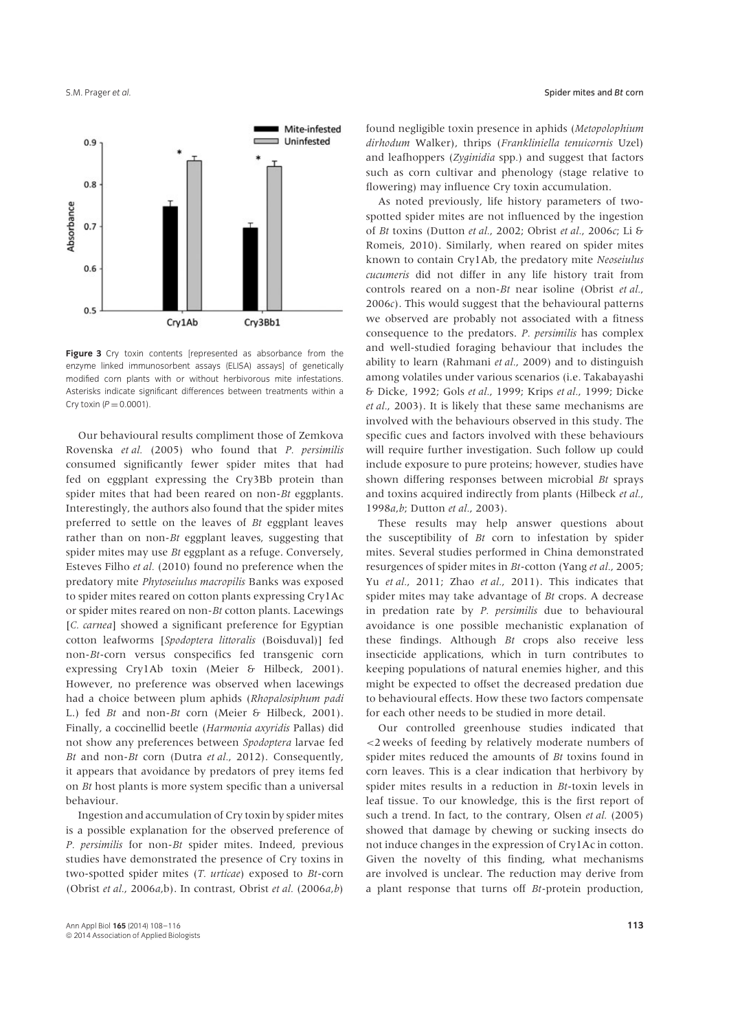**Figure 3** Cry toxin contents [represented as absorbance from the enzyme linked immunosorbent assays (ELISA) assays] of genetically modified corn plants with or without herbivorous mite infestations. Asterisks indicate significant differences between treatments within a Cry toxin ($P = 0.0001$).

Our behavioural results compliment those of Zemkova Rovenska *et al.* (2005) who found that *P. persimilis* consumed significantly fewer spider mites that had fed on eggplant expressing the Cry3Bb protein than spider mites that had been reared on non-*Bt* eggplants. Interestingly, the authors also found that the spider mites preferred to settle on the leaves of *Bt* eggplant leaves rather than on non-*Bt* eggplant leaves, suggesting that spider mites may use *Bt* eggplant as a refuge. Conversely, Esteves Filho *et al.* (2010) found no preference when the predatory mite *Phytoseiulus macropilis* Banks was exposed to spider mites reared on cotton plants expressing Cry1Ac or spider mites reared on non-*Bt* cotton plants. Lacewings [*C. carnea*] showed a significant preference for Egyptian cotton leafworms [*Spodoptera littoralis* (Boisduval)] fed non-*Bt*-corn versus conspecifics fed transgenic corn expressing Cry1Ab toxin (Meier & Hilbeck, 2001). However, no preference was observed when lacewings had a choice between plum aphids (*Rhopalosiphum padi* L.) fed *Bt* and non-*Bt* corn (Meier & Hilbeck, 2001). Finally, a coccinellid beetle (*Harmonia axyridis* Pallas) did not show any preferences between *Spodoptera* larvae fed *Bt* and non-*Bt* corn (Dutra *et al.*, 2012). Consequently, it appears that avoidance by predators of prey items fed on *Bt* host plants is more system specific than a universal behaviour.

Ingestion and accumulation of Cry toxin by spider mites is a possible explanation for the observed preference of *P. persimilis* for non-*Bt* spider mites. Indeed, previous studies have demonstrated the presence of Cry toxins in two-spotted spider mites (*T. urticae*) exposed to *Bt*-corn (Obrist *et al.*, 2006*a*,b). In contrast, Obrist *et al.* (2006*a*,*b*) found negligible toxin presence in aphids (*Metopolophium dirhodum* Walker), thrips (*Frankliniella tenuicornis* Uzel) and leafhoppers (*Zyginidia* spp.) and suggest that factors such as corn cultivar and phenology (stage relative to flowering) may influence Cry toxin accumulation.

As noted previously, life history parameters of two-spotted spider mites are not influenced by the ingestion of *Bt* toxins (Dutton *et al.*, 2002; Obrist *et al.*, 2006*c*; Li & Romeis, 2010). Similarly, when reared on spider mites known to contain Cry1Ab, the predatory mite *Neoseiulus cucumeris* did not differ in any life history trait from controls reared on a non-*Bt* near isoline (Obrist *et al.*, 2006*c*). This would suggest that the behavioural patterns we observed are probably not associated with a fitness consequence to the predators. *P. persimilis* has complex and well-studied foraging behaviour that includes the ability to learn (Rahmani *et al.*, 2009) and to distinguish among volatiles under various scenarios (i.e. Takabayashi & Dicke, 1992; Gols *et al.*, 1999; Krips *et al.*, 1999; Dicke *et al.*, 2003). It is likely that these same mechanisms are involved with the behaviours observed in this study. The specific cues and factors involved with these behaviours will require further investigation. Such follow up could include exposure to pure proteins; however, studies have shown differing responses between microbial *Bt* sprays and toxins acquired indirectly from plants (Hilbeck *et al.*, 1998*a*,*b*; Dutton *et al.*, 2003).

These results may help answer questions about the susceptibility of *Bt* corn to infestation by spider mites. Several studies performed in China demonstrated resurgences of spider mites in *Bt*-cotton (Yang *et al.*, 2005; Yu *et al.*, 2011; Zhao *et al.*, 2011). This indicates that spider mites may take advantage of *Bt* crops. A decrease in predation rate by *P. persimilis* due to behavioural avoidance is one possible mechanistic explanation of these findings. Although *Bt* crops also receive less insecticide applications, which in turn contributes to keeping populations of natural enemies higher, and this might be expected to offset the decreased predation due to behavioural effects. How these two factors compensate for each other needs to be studied in more detail.

Our controlled greenhouse studies indicated that <2 weeks of feeding by relatively moderate numbers of spider mites reduced the amounts of *Bt* toxins found in corn leaves. This is a clear indication that herbivory by spider mites results in a reduction in *Bt*-toxin levels in leaf tissue. To our knowledge, this is the first report of such a trend. In fact, to the contrary, Olsen *et al.* (2005) showed that damage by chewing or sucking insects do not induce changes in the expression of Cry1Ac in cotton. Given the novelty of this finding, what mechanisms are involved is unclear. The reduction may derive from a plant response that turns off *Bt*-protein production,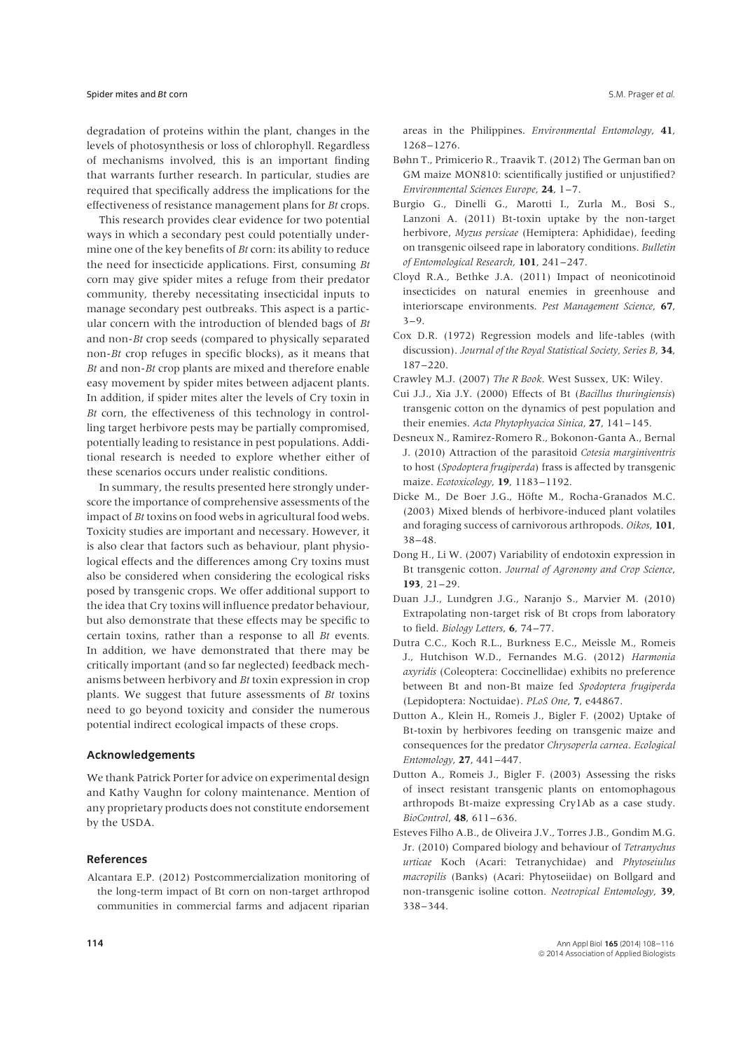degradation of proteins within the plant, changes in the levels of photosynthesis or loss of chlorophyll. Regardless of mechanisms involved, this is an important finding that warrants further research. In particular, studies are required that specifically address the implications for the effectiveness of resistance management plans for *Bt* crops.

This research provides clear evidence for two potential ways in which a secondary pest could potentially undermine one of the key benefits of *Bt* corn: its ability to reduce the need for insecticide applications. First, consuming *Bt* corn may give spider mites a refuge from their predator community, thereby necessitating insecticidal inputs to manage secondary pest outbreaks. This aspect is a particular concern with the introduction of blended bags of *Bt* and non-*Bt* crop seeds (compared to physically separated non-*Bt* crop refuges in specific blocks), as it means that *Bt* and non-*Bt* crop plants are mixed and therefore enable easy movement by spider mites between adjacent plants. In addition, if spider mites alter the levels of Cry toxin in *Bt* corn, the effectiveness of this technology in controlling target herbivore pests may be partially compromised, potentially leading to resistance in pest populations. Additional research is needed to explore whether either of these scenarios occurs under realistic conditions.

In summary, the results presented here strongly underscore the importance of comprehensive assessments of the impact of *Bt* toxins on food webs in agricultural food webs. Toxicity studies are important and necessary. However, it is also clear that factors such as behaviour, plant physiological effects and the differences among Cry toxins must also be considered when considering the ecological risks posed by transgenic crops. We offer additional support to the idea that Cry toxins will influence predator behaviour, but also demonstrate that these effects may be specific to certain toxins, rather than a response to all *Bt* events. In addition, we have demonstrated that there may be critically important (and so far neglected) feedback mechanisms between herbivory and *Bt* toxin expression in crop plants. We suggest that future assessments of *Bt* toxins need to go beyond toxicity and consider the numerous potential indirect ecological impacts of these crops.

## Acknowledgements

We thank Patrick Porter for advice on experimental design and Kathy Vaughn for colony maintenance. Mention of any proprietary products does not constitute endorsement by the USDA.

## References

Alcantara E.P. (2012) Postcommercialization monitoring of the long-term impact of Bt corn on non-target arthropod communities in commercial farms and adjacent riparian areas in the Philippines. *Environmental Entomology*, **41**, 1268–1276.

Bøhn T., Primicerio R., Traavik T. (2012) The German ban on GM maize MON810: scientifically justified or unjustified? *Environmental Sciences Europe*, **24**, 1–7.

Burgio G., Dinelli G., Marotti I., Zurla M., Bosi S., Lanzoni A. (2011) Bt-toxin uptake by the non-target herbivore, *Myzus persicae* (Hemiptera: Aphididae), feeding on transgenic oilseed rape in laboratory conditions. *Bulletin of Entomological Research*, **101**, 241–247.

Cloyd R.A., Bethke J.A. (2011) Impact of neonicotinoid insecticides on natural enemies in greenhouse and interiorscape environments. *Pest Management Science*, **67**, 3–9.

Cox D.R. (1972) Regression models and life-tables (with discussion). *Journal of the Royal Statistical Society, Series B*, **34**, 187–220.

Crawley M.J. (2007) *The R Book*. West Sussex, UK: Wiley.

Cui J.J., Xia J.Y. (2000) Effects of Bt (*Bacillus thuringiensis*) transgenic cotton on the dynamics of pest population and their enemies. *Acta Phytophyacica Sinica*, **27**, 141–145.

Desneux N., Ramirez-Romero R., Bokonon-Ganta A., Bernal J. (2010) Attraction of the parasitoid *Cotesia marginiventris* to host (*Spodoptera frugiperda*) frass is affected by transgenic maize. *Ecotoxicology*, **19**, 1183–1192.

Dicke M., De Boer J.G., Höfte M., Rocha-Granados M.C. (2003) Mixed blends of herbivore-induced plant volatiles and foraging success of carnivorous arthropods. *Oikos*, **101**, 38–48.

Dong H., Li W. (2007) Variability of endotoxin expression in Bt transgenic cotton. *Journal of Agronomy and Crop Science*, **193**, 21–29.

Duan J.J., Lundgren J.G., Naranjo S., Marvier M. (2010) Extrapolating non-target risk of Bt crops from laboratory to field. *Biology Letters*, **6**, 74–77.

Dutra C.C., Koch R.L., Burkness E.C., Meissle M., Romeis J., Hutchison W.D., Fernandes M.G. (2012) *Harmonia axyridis* (Coleoptera: Coccinellidae) exhibits no preference between Bt and non-Bt maize fed *Spodoptera frugiperda* (Lepidoptera: Noctuidae). *PLoS One*, **7**, e44867.

Dutton A., Klein H., Romeis J., Bigler F. (2002) Uptake of Bt-toxin by herbivores feeding on transgenic maize and consequences for the predator *Chrysoperla carnea*. *Ecological Entomology*, **27**, 441–447.

Dutton A., Romeis J., Bigler F. (2003) Assessing the risks of insect resistant transgenic plants on entomophagous arthropods Bt-maize expressing Cry1Ab as a case study. *BioControl*, **48**, 611–636.

Esteves Filho A.B., de Oliveira J.V., Torres J.B., Gondim M.G. Jr. (2010) Compared biology and behaviour of *Tetranychus urticae* Koch (Acari: Tetranychidae) and *Phytoseiulus macropilis* (Banks) (Acari: Phytoseiidae) on Bollgard and non-transgenic isoline cotton. *Neotropical Entomology*, **39**, 338–344.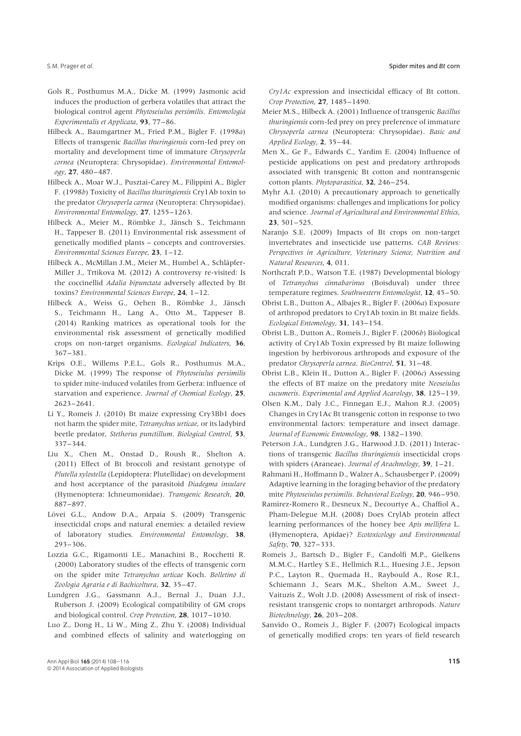Gols R., Posthumus M.A., Dicke M. (1999) Jasmonic acid induces the production of gerbera volatiles that attract the biological control agent *Phytoseiulus persimilis*. *Entomologia Experimentalis et Applicata*, **93**, 77–86.

Hilbeck A., Baumgartner M., Fried P.M., Bigler F. (1998*a*) Effects of transgenic *Bacillus thuringiensis* corn-fed prey on mortality and development time of immature *Chrysoperla cornea* (Neuroptera: Chrysopidae). *Environmental Entomology*, **27**, 480–487.

Hilbeck A., Moar W.J., Pusztai-Carey M., Filippini A., Bigler F. (1998*b*) Toxicity of *Bacillus thuringiensis* Cry1Ab toxin to the predator *Chrysoperla carnea* (Neuroptera: Chrysopidae). *Environmental Entomology*, **27**, 1255–1263.

Hilbeck A., Meier M., Römbke J., Jänsch S., Teichmann H., Tappeser B. (2011) Environmental risk assessment of genetically modified plants – concepts and controversies. *Environmental Sciences Europe*, **23**, 1–12.

Hilbeck A., McMillan J.M., Meier M., Humbel A., Schläpfer-Miller J., Trtikova M. (2012) A controversy re-visited: Is the coccinellid *Adalia bipunctata* adversely affected by Bt toxins? *Environmental Sciences Europe*, **24**, 1–12.

Hilbeck A., Weiss G., Oehen B., Römbke J., Jänsch S., Teichmann H., Lang A., Otto M., Tappeser B. (2014) Ranking matrices as operational tools for the environmental risk assessment of genetically modified crops on non-target organisms. *Ecological Indicators*, **36**, 367–381.

Krips O.E., Willems P.E.L., Gols R., Posthumus M.A., Dicke M. (1999) The response of *Phytoseiulus persimilis* to spider mite-induced volatiles from Gerbera: influence of starvation and experience. *Journal of Chemical Ecology*, **25**, 2623–2641.

Li Y., Romeis J. (2010) Bt maize expressing Cry3Bb1 does not harm the spider mite, *Tetranychus urticae*, or its ladybird beetle predator, *Stethorus punctillum*. *Biological Control*, **53**, 337–344.

Liu X., Chen M., Onstad D., Roush R., Shelton A. (2011) Effect of Bt broccoli and resistant genotype of *Plutella xylostella* (Lepidoptera: Plutellidae) on development and host acceptance of the parasitoid *Diadegma insulare* (Hymenoptera: Ichneumonidae). *Transgenic Research*, **20**, 887–897.

Lövei G.L., Andow D.A., Arpaia S. (2009) Transgenic insecticidal crops and natural enemies: a detailed review of laboratory studies. *Environmental Entomology*, **38**, 293–306.

Lozzia G.C., Rigamonti I.E., Manachini B., Rocchetti R. (2000) Laboratory studies of the effects of transgenic corn on the spider mite *Tetranychus urticae* Koch. *Bolletino di Zoologia Agraria e di Bachicoltura*, **32**, 35–47.

Lundgren J.G., Gassmann A.J., Bernal J., Duan J.J., Ruberson J. (2009) Ecological compatibility of GM crops and biological control. *Crop Protection*, **28**, 1017–1030.

Luo Z., Dong H., Li W., Ming Z., Zhu Y. (2008) Individual and combined effects of salinity and waterlogging on *Cry1Ac* expression and insecticidal efficacy of Bt cotton. *Crop Protection*, **27**, 1485–1490.

Meier M.S., Hilbeck A. (2001) Influence of transgenic *Bacillus thuringiensis* corn-fed prey on prey preference of immature *Chrysoperla carnea* (Neuroptera: Chrysopidae). *Basic and Applied Ecology*, **2**, 35–44.

Men X., Ge F., Edwards C., Yardim E. (2004) Influence of pesticide applications on pest and predatory arthropods associated with transgenic Bt cotton and nontransgenic cotton plants. *Phytoparasitica*, **32**, 246–254.

Myhr A.I. (2010) A precautionary approach to genetically modified organisms: challenges and implications for policy and science. *Journal of Agricultural and Environmental Ethics*, **23**, 501–525.

Naranjo S.E. (2009) Impacts of Bt crops on non-target invertebrates and insecticide use patterns. *CAB Reviews: Perspectives in Agriculture, Veterinary Science, Nutrition and Natural Resources*, **4**, 011.

Northcraft P.D., Watson T.E. (1987) Developmental biology of *Tetranychus cinnabarinus* (Boisduval) under three temperature regimes. *Southwestern Entomologist*, **12**, 45–50.

Obrist L.B., Dutton A., Albajes R., Bigler F. (2006*a*) Exposure of arthropod predators to Cry1Ab toxin in Bt maize fields. *Ecological Entomology*, **31**, 143–154.

Obrist L.B., Dutton A., Romeis J., Bigler F. (2006*b*) Biological activity of Cry1Ab Toxin expressed by Bt maize following ingestion by herbivorous arthropods and exposure of the predator *Chrysoperla carnea*. *BioControl*, **51**, 31–48.

Obrist L.B., Klein H., Dutton A., Bigler F. (2006*c*) Assessing the effects of BT maize on the predatory mite *Neoseiulus cucumeris*. *Experimental and Applied Acarology*, **38**, 125–139.

Olsen K.M., Daly J.C., Finnegan E.J., Mahon R.J. (2005) Changes in Cry1Ac Bt transgenic cotton in response to two environmental factors: temperature and insect damage. *Journal of Economic Entomology*, **98**, 1382–1390.

Peterson J.A., Lundgren J.G., Harwood J.D. (2011) Interactions of transgenic *Bacillus thuringiensis* insecticidal crops with spiders (Araneae). *Journal of Arachnology*, **39**, 1–21.

Rahmani H., Hoffmann D., Walzer A., Schausberger P. (2009) Adaptive learning in the foraging behavior of the predatory mite *Phytoseiulus persimilis*. *Behavioral Ecology*, **20**, 946–950.

Ramirez-Romero R., Desneux N., Decourtye A., Chaffiol A., Pham-Delegue M.H. (2008) Does CrylAb protein affect learning performances of the honey bee *Apis mellifera* L. (Hymenoptera, Apidae)? *Ecotoxicology and Environmental Safety*, **70**, 327–333.

Romeis J., Bartsch D., Bigler F., Candolfi M.P., Gielkens M.M.C., Hartley S.E., Hellmich R.L., Huesing J.E., Jepson P.C., Layton R., Quemada H., Raybould A., Rose R.I., Schiemann J., Sears M.K., Shelton A.M., Sweet J., Vaituzis Z., Wolt J.D. (2008) Assessment of risk of insect-resistant transgenic crops to nontarget arthropods. *Nature Biotechnology*, **26**, 203–208.

Sanvido O., Romeis J., Bigler F. (2007) Ecological impacts of genetically modified crops: ten years of field research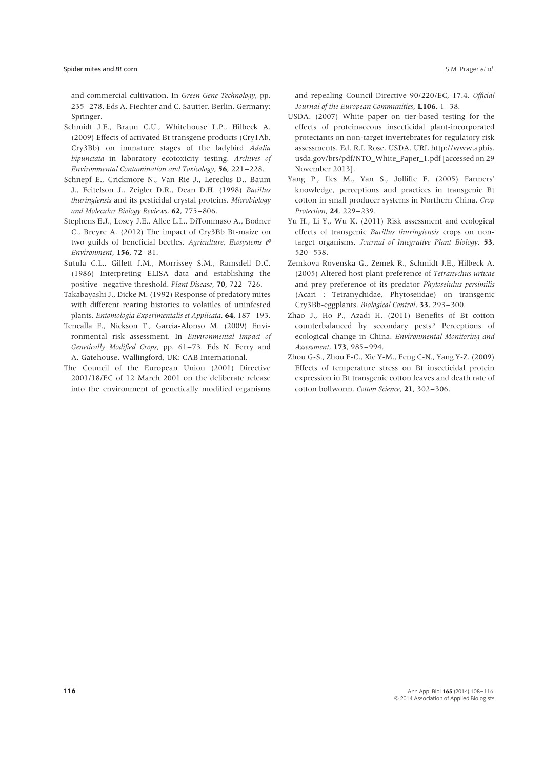and commercial cultivation. In *Green Gene Technology*, pp. 235–278. Eds A. Fiechter and C. Sautter. Berlin, Germany: Springer.

Schmidt J.E., Braun C.U., Whitehouse L.P., Hilbeck A. (2009) Effects of activated Bt transgene products (Cry1Ab, Cry3Bb) on immature stages of the ladybird *Adalia bipunctata* in laboratory ecotoxicity testing. *Archives of Environmental Contamination and Toxicology*, **56**, 221–228.

Schnepf E., Crickmore N., Van Rie J., Lereclus D., Baum J., Feitelson J., Zeigler D.R., Dean D.H. (1998) *Bacillus thuringiensis* and its pesticidal crystal proteins. *Microbiology and Molecular Biology Reviews*, **62**, 775–806.

Stephens E.J., Losey J.E., Allee L.L., DiTommaso A., Bodner C., Breyre A. (2012) The impact of Cry3Bb Bt-maize on two guilds of beneficial beetles. *Agriculture, Ecosystems & Environment*, **156**, 72–81.

Sutula C.L., Gillett J.M., Morrissey S.M., Ramsdell D.C. (1986) Interpreting ELISA data and establishing the positive–negative threshold. *Plant Disease*, **70**, 722–726.

Takabayashi J., Dicke M. (1992) Response of predatory mites with different rearing histories to volatiles of uninfested plants. *Entomologia Experimentalis et Applicata*, **64**, 187–193.

Tencalla F., Nickson T., Garcia-Alonso M. (2009) Environmental risk assessment. In *Environmental Impact of Genetically Modified Crops*, pp. 61–73. Eds N. Ferry and A. Gatehouse. Wallingford, UK: CAB International.

The Council of the European Union (2001) Directive 2001/18/EC of 12 March 2001 on the deliberate release into the environment of genetically modified organisms and repealing Council Directive 90/220/EC, 17.4. *Official Journal of the European Communities*, **L106**, 1–38.

USDA. (2007) White paper on tier-based testing for the effects of proteinaceous insecticidal plant-incorporated protectants on non-target invertebrates for regulatory risk assessments. Ed. R.I. Rose. USDA. URL http://www.aphis.usda.gov/brs/pdf/NTO_White_Paper_1.pdf [accessed on 29 November 2013].

Yang P., Iles M., Yan S., Jolliffe F. (2005) Farmers' knowledge, perceptions and practices in transgenic Bt cotton in small producer systems in Northern China. *Crop Protection*, **24**, 229–239.

Yu H., Li Y., Wu K. (2011) Risk assessment and ecological effects of transgenic *Bacillus thuringiensis* crops on non-target organisms. *Journal of Integrative Plant Biology*, **53**, 520–538.

Zemkova Rovenska G., Zemek R., Schmidt J.E., Hilbeck A. (2005) Altered host plant preference of *Tetranychus urticae* and prey preference of its predator *Phytoseiulus persimilis* (Acari : Tetranychidae, Phytoseiidae) on transgenic Cry3Bb-eggplants. *Biological Control*, **33**, 293–300.

Zhao J., Ho P., Azadi H. (2011) Benefits of Bt cotton counterbalanced by secondary pests? Perceptions of ecological change in China. *Environmental Monitoring and Assessment*, **173**, 985–994.

Zhou G-S., Zhou F-C., Xie Y-M., Feng C-N., Yang Y-Z. (2009) Effects of temperature stress on Bt insecticidal protein expression in Bt transgenic cotton leaves and death rate of cotton bollworm. *Cotton Science*, **21**, 302–306.